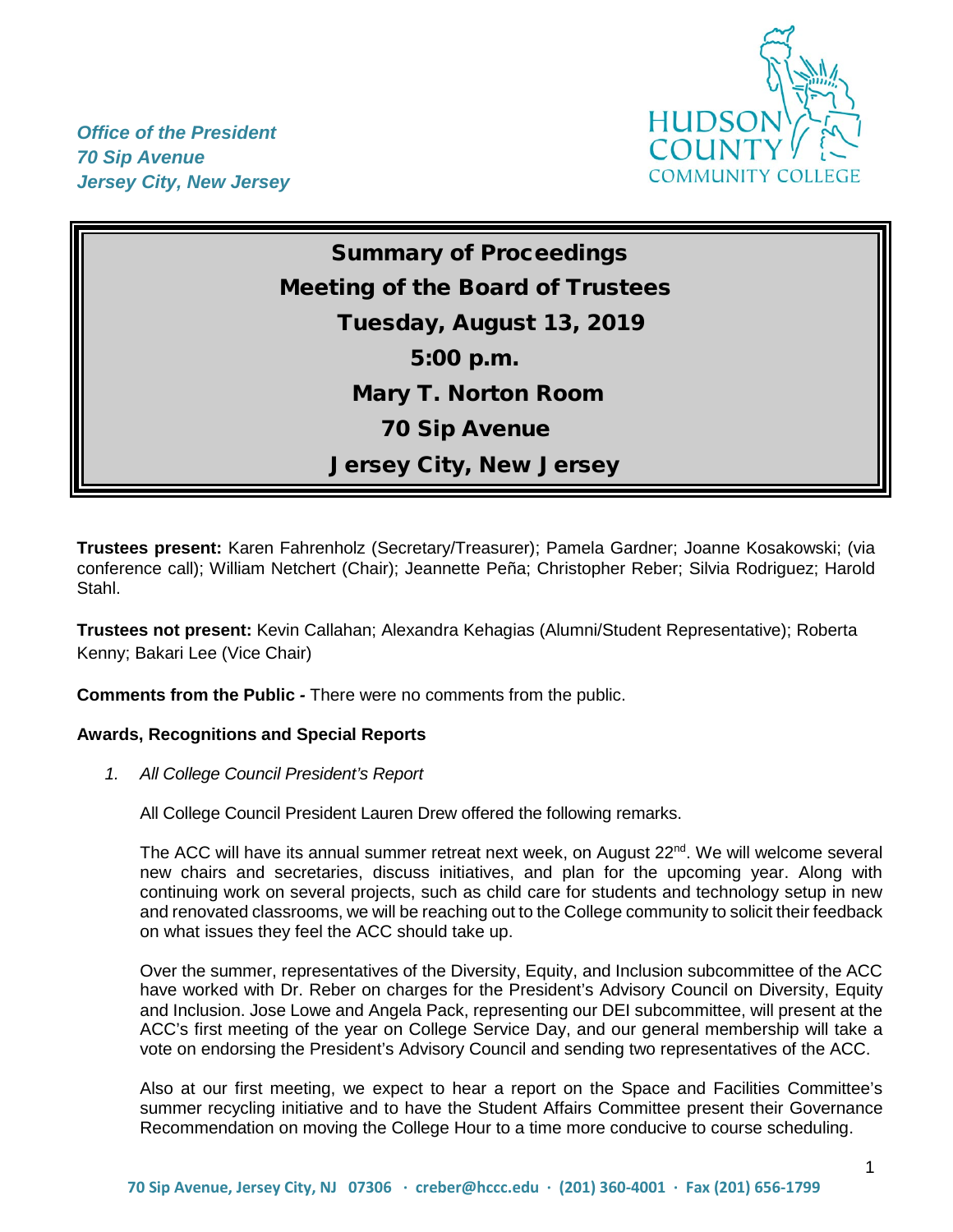*Office of the President*
*70 Sip Avenue*
*Jersey City, New Jersey*

HUDSON COUNTY COMMUNITY COLLEGE

# Summary of Proceedings
## Meeting of the Board of Trustees
### Tuesday, August 13, 2019
### 5:00 p.m.
### Mary T. Norton Room
### 70 Sip Avenue
### Jersey City, New Jersey

**Trustees present:** Karen Fahrenholz (Secretary/Treasurer); Pamela Gardner; Joanne Kosakowski; (via conference call); William Netchert (Chair); Jeannette Peña; Christopher Reber; Silvia Rodriguez; Harold Stahl.

**Trustees not present:** Kevin Callahan; Alexandra Kehagias (Alumni/Student Representative); Roberta Kenny; Bakari Lee (Vice Chair)

**Comments from the Public -** There were no comments from the public.

**Awards, Recognitions and Special Reports**

1. *All College Council President's Report*

   All College Council President Lauren Drew offered the following remarks.

   The ACC will have its annual summer retreat next week, on August 22nd. We will welcome several new chairs and secretaries, discuss initiatives, and plan for the upcoming year. Along with continuing work on several projects, such as child care for students and technology setup in new and renovated classrooms, we will be reaching out to the College community to solicit their feedback on what issues they feel the ACC should take up.

   Over the summer, representatives of the Diversity, Equity, and Inclusion subcommittee of the ACC have worked with Dr. Reber on charges for the President's Advisory Council on Diversity, Equity and Inclusion. Jose Lowe and Angela Pack, representing our DEI subcommittee, will present at the ACC's first meeting of the year on College Service Day, and our general membership will take a vote on endorsing the President's Advisory Council and sending two representatives of the ACC.

   Also at our first meeting, we expect to hear a report on the Space and Facilities Committee's summer recycling initiative and to have the Student Affairs Committee present their Governance Recommendation on moving the College Hour to a time more conducive to course scheduling.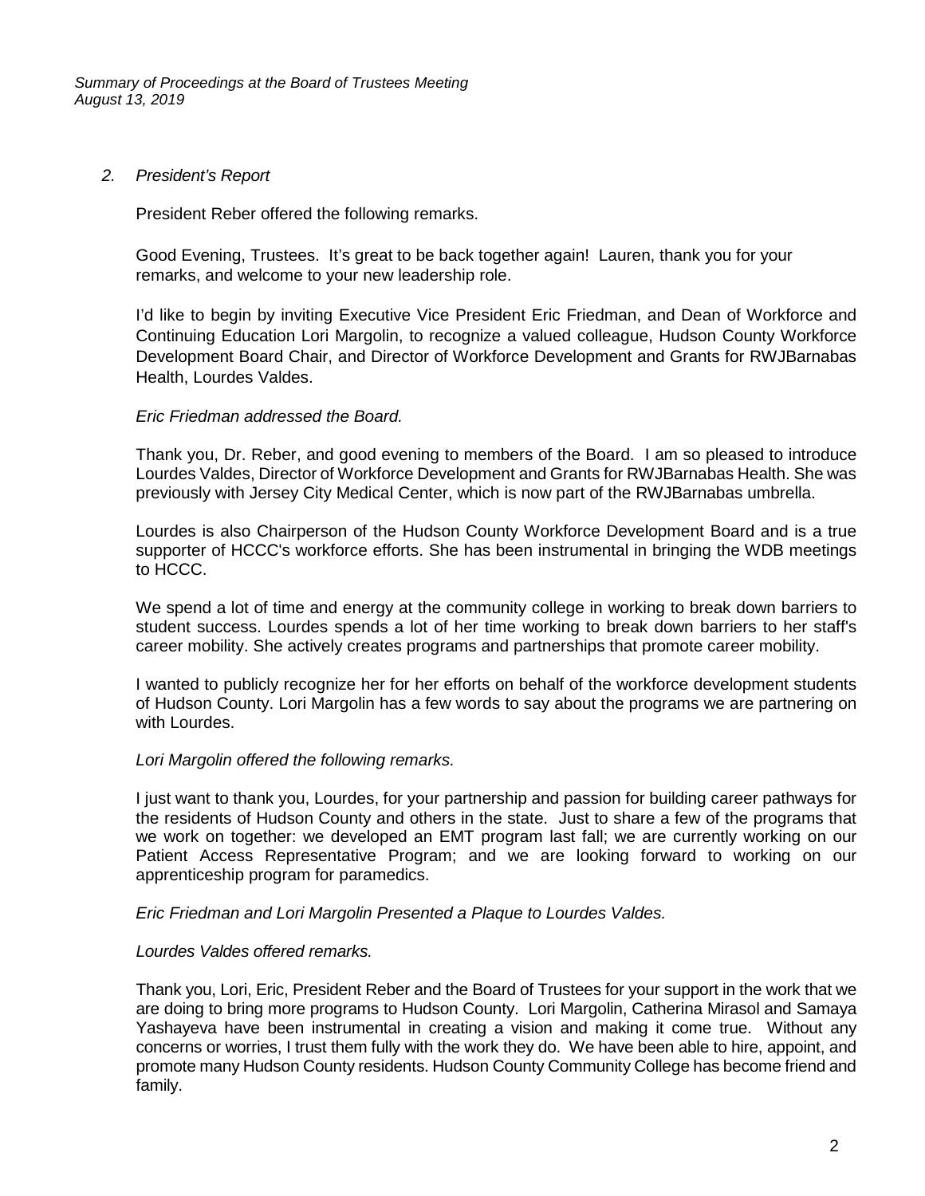*2. President's Report*

President Reber offered the following remarks.

Good Evening, Trustees. It's great to be back together again! Lauren, thank you for your remarks, and welcome to your new leadership role.

I'd like to begin by inviting Executive Vice President Eric Friedman, and Dean of Workforce and Continuing Education Lori Margolin, to recognize a valued colleague, Hudson County Workforce Development Board Chair, and Director of Workforce Development and Grants for RWJBarnabas Health, Lourdes Valdes.

*Eric Friedman addressed the Board.*

Thank you, Dr. Reber, and good evening to members of the Board. I am so pleased to introduce Lourdes Valdes, Director of Workforce Development and Grants for RWJBarnabas Health. She was previously with Jersey City Medical Center, which is now part of the RWJBarnabas umbrella.

Lourdes is also Chairperson of the Hudson County Workforce Development Board and is a true supporter of HCCC's workforce efforts. She has been instrumental in bringing the WDB meetings to HCCC.

We spend a lot of time and energy at the community college in working to break down barriers to student success. Lourdes spends a lot of her time working to break down barriers to her staff's career mobility. She actively creates programs and partnerships that promote career mobility.

I wanted to publicly recognize her for her efforts on behalf of the workforce development students of Hudson County. Lori Margolin has a few words to say about the programs we are partnering on with Lourdes.

*Lori Margolin offered the following remarks.*

I just want to thank you, Lourdes, for your partnership and passion for building career pathways for the residents of Hudson County and others in the state. Just to share a few of the programs that we work on together: we developed an EMT program last fall; we are currently working on our Patient Access Representative Program; and we are looking forward to working on our apprenticeship program for paramedics.

*Eric Friedman and Lori Margolin Presented a Plaque to Lourdes Valdes.*

*Lourdes Valdes offered remarks.*

Thank you, Lori, Eric, President Reber and the Board of Trustees for your support in the work that we are doing to bring more programs to Hudson County. Lori Margolin, Catherina Mirasol and Samaya Yashayeva have been instrumental in creating a vision and making it come true. Without any concerns or worries, I trust them fully with the work they do. We have been able to hire, appoint, and promote many Hudson County residents. Hudson County Community College has become friend and family.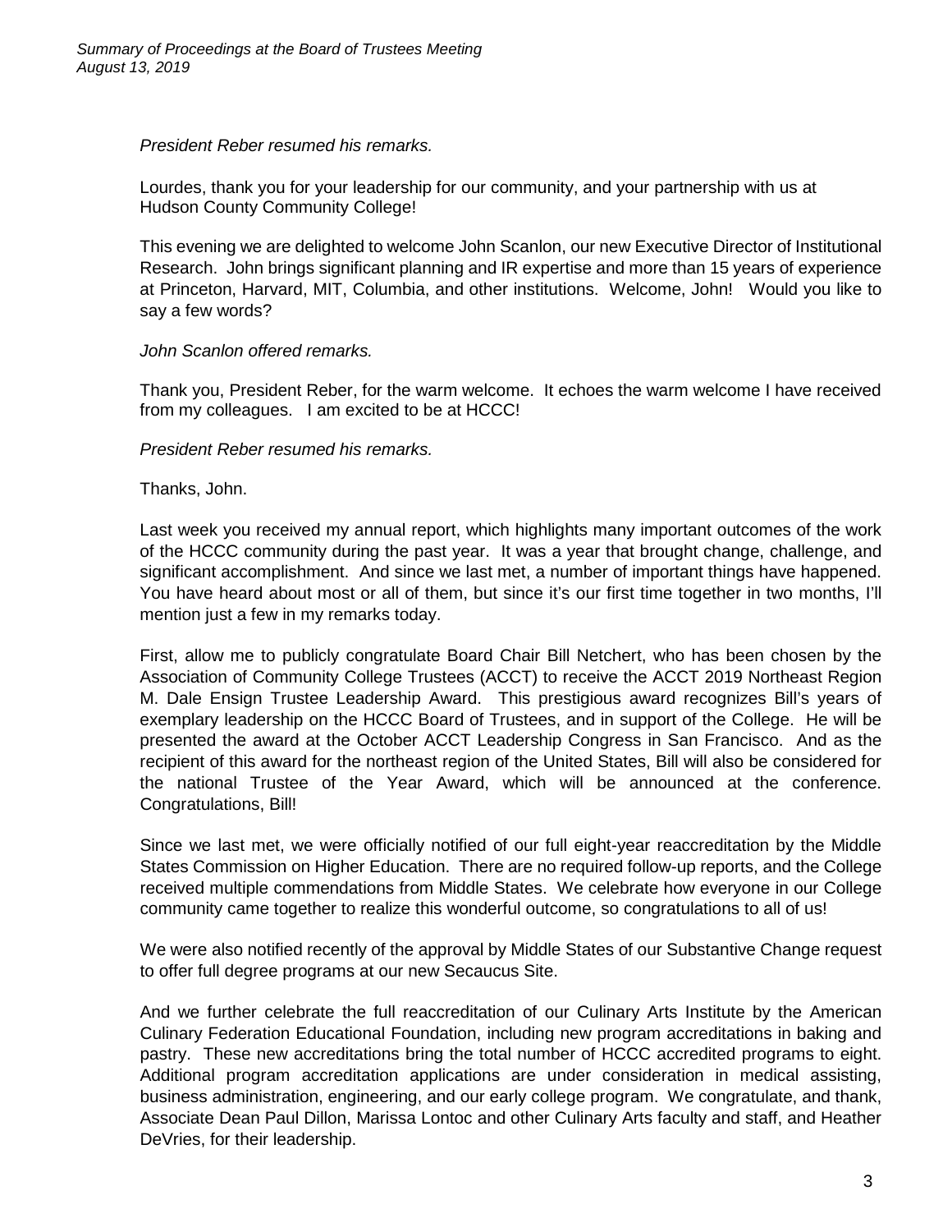*President Reber resumed his remarks.*

Lourdes, thank you for your leadership for our community, and your partnership with us at Hudson County Community College!

This evening we are delighted to welcome John Scanlon, our new Executive Director of Institutional Research. John brings significant planning and IR expertise and more than 15 years of experience at Princeton, Harvard, MIT, Columbia, and other institutions. Welcome, John! Would you like to say a few words?

*John Scanlon offered remarks.*

Thank you, President Reber, for the warm welcome. It echoes the warm welcome I have received from my colleagues. I am excited to be at HCCC!

*President Reber resumed his remarks.*

Thanks, John.

Last week you received my annual report, which highlights many important outcomes of the work of the HCCC community during the past year. It was a year that brought change, challenge, and significant accomplishment. And since we last met, a number of important things have happened. You have heard about most or all of them, but since it's our first time together in two months, I'll mention just a few in my remarks today.

First, allow me to publicly congratulate Board Chair Bill Netchert, who has been chosen by the Association of Community College Trustees (ACCT) to receive the ACCT 2019 Northeast Region M. Dale Ensign Trustee Leadership Award. This prestigious award recognizes Bill's years of exemplary leadership on the HCCC Board of Trustees, and in support of the College. He will be presented the award at the October ACCT Leadership Congress in San Francisco. And as the recipient of this award for the northeast region of the United States, Bill will also be considered for the national Trustee of the Year Award, which will be announced at the conference. Congratulations, Bill!

Since we last met, we were officially notified of our full eight-year reaccreditation by the Middle States Commission on Higher Education. There are no required follow-up reports, and the College received multiple commendations from Middle States. We celebrate how everyone in our College community came together to realize this wonderful outcome, so congratulations to all of us!

We were also notified recently of the approval by Middle States of our Substantive Change request to offer full degree programs at our new Secaucus Site.

And we further celebrate the full reaccreditation of our Culinary Arts Institute by the American Culinary Federation Educational Foundation, including new program accreditations in baking and pastry. These new accreditations bring the total number of HCCC accredited programs to eight. Additional program accreditation applications are under consideration in medical assisting, business administration, engineering, and our early college program. We congratulate, and thank, Associate Dean Paul Dillon, Marissa Lontoc and other Culinary Arts faculty and staff, and Heather DeVries, for their leadership.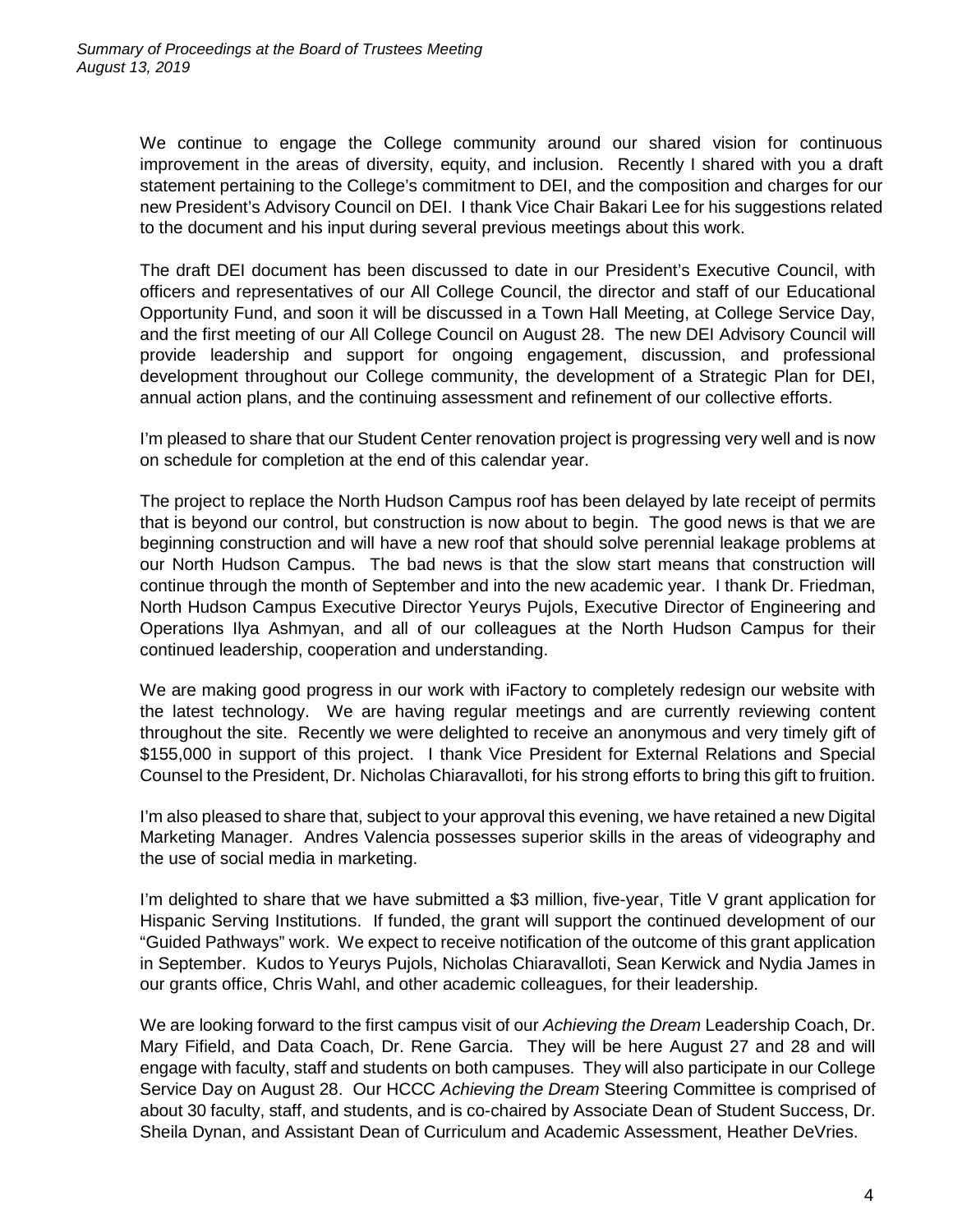We continue to engage the College community around our shared vision for continuous improvement in the areas of diversity, equity, and inclusion. Recently I shared with you a draft statement pertaining to the College's commitment to DEI, and the composition and charges for our new President's Advisory Council on DEI. I thank Vice Chair Bakari Lee for his suggestions related to the document and his input during several previous meetings about this work.

The draft DEI document has been discussed to date in our President's Executive Council, with officers and representatives of our All College Council, the director and staff of our Educational Opportunity Fund, and soon it will be discussed in a Town Hall Meeting, at College Service Day, and the first meeting of our All College Council on August 28. The new DEI Advisory Council will provide leadership and support for ongoing engagement, discussion, and professional development throughout our College community, the development of a Strategic Plan for DEI, annual action plans, and the continuing assessment and refinement of our collective efforts.

I'm pleased to share that our Student Center renovation project is progressing very well and is now on schedule for completion at the end of this calendar year.

The project to replace the North Hudson Campus roof has been delayed by late receipt of permits that is beyond our control, but construction is now about to begin. The good news is that we are beginning construction and will have a new roof that should solve perennial leakage problems at our North Hudson Campus. The bad news is that the slow start means that construction will continue through the month of September and into the new academic year. I thank Dr. Friedman, North Hudson Campus Executive Director Yeurys Pujols, Executive Director of Engineering and Operations Ilya Ashmyan, and all of our colleagues at the North Hudson Campus for their continued leadership, cooperation and understanding.

We are making good progress in our work with iFactory to completely redesign our website with the latest technology. We are having regular meetings and are currently reviewing content throughout the site. Recently we were delighted to receive an anonymous and very timely gift of $155,000 in support of this project. I thank Vice President for External Relations and Special Counsel to the President, Dr. Nicholas Chiaravalloti, for his strong efforts to bring this gift to fruition.

I'm also pleased to share that, subject to your approval this evening, we have retained a new Digital Marketing Manager. Andres Valencia possesses superior skills in the areas of videography and the use of social media in marketing.

I'm delighted to share that we have submitted a $3 million, five-year, Title V grant application for Hispanic Serving Institutions. If funded, the grant will support the continued development of our "Guided Pathways" work. We expect to receive notification of the outcome of this grant application in September. Kudos to Yeurys Pujols, Nicholas Chiaravalloti, Sean Kerwick and Nydia James in our grants office, Chris Wahl, and other academic colleagues, for their leadership.

We are looking forward to the first campus visit of our *Achieving the Dream* Leadership Coach, Dr. Mary Fifield, and Data Coach, Dr. Rene Garcia. They will be here August 27 and 28 and will engage with faculty, staff and students on both campuses. They will also participate in our College Service Day on August 28. Our HCCC *Achieving the Dream* Steering Committee is comprised of about 30 faculty, staff, and students, and is co-chaired by Associate Dean of Student Success, Dr. Sheila Dynan, and Assistant Dean of Curriculum and Academic Assessment, Heather DeVries.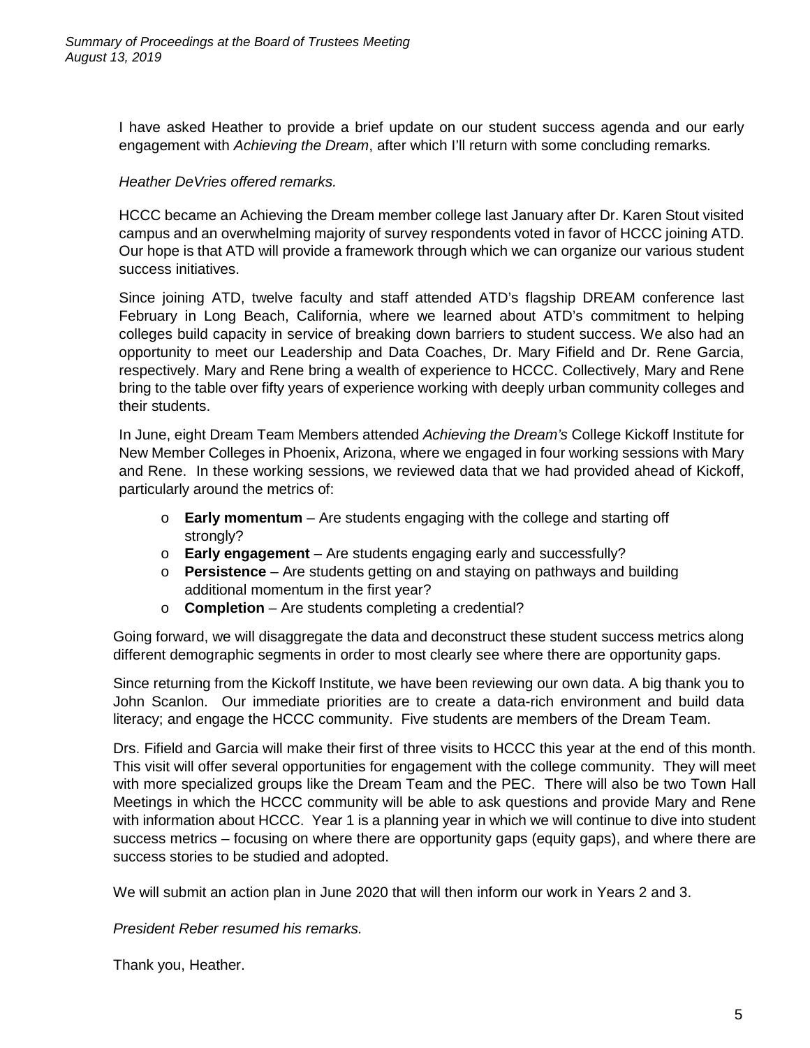I have asked Heather to provide a brief update on our student success agenda and our early engagement with *Achieving the Dream*, after which I'll return with some concluding remarks.

*Heather DeVries offered remarks.*

HCCC became an Achieving the Dream member college last January after Dr. Karen Stout visited campus and an overwhelming majority of survey respondents voted in favor of HCCC joining ATD. Our hope is that ATD will provide a framework through which we can organize our various student success initiatives.

Since joining ATD, twelve faculty and staff attended ATD's flagship DREAM conference last February in Long Beach, California, where we learned about ATD's commitment to helping colleges build capacity in service of breaking down barriers to student success. We also had an opportunity to meet our Leadership and Data Coaches, Dr. Mary Fifield and Dr. Rene Garcia, respectively. Mary and Rene bring a wealth of experience to HCCC. Collectively, Mary and Rene bring to the table over fifty years of experience working with deeply urban community colleges and their students.

In June, eight Dream Team Members attended *Achieving the Dream's* College Kickoff Institute for New Member Colleges in Phoenix, Arizona, where we engaged in four working sessions with Mary and Rene. In these working sessions, we reviewed data that we had provided ahead of Kickoff, particularly around the metrics of:

- **Early momentum** – Are students engaging with the college and starting off strongly?
- **Early engagement** – Are students engaging early and successfully?
- **Persistence** – Are students getting on and staying on pathways and building additional momentum in the first year?
- **Completion** – Are students completing a credential?

Going forward, we will disaggregate the data and deconstruct these student success metrics along different demographic segments in order to most clearly see where there are opportunity gaps.

Since returning from the Kickoff Institute, we have been reviewing our own data. A big thank you to John Scanlon. Our immediate priorities are to create a data-rich environment and build data literacy; and engage the HCCC community. Five students are members of the Dream Team.

Drs. Fifield and Garcia will make their first of three visits to HCCC this year at the end of this month. This visit will offer several opportunities for engagement with the college community. They will meet with more specialized groups like the Dream Team and the PEC. There will also be two Town Hall Meetings in which the HCCC community will be able to ask questions and provide Mary and Rene with information about HCCC. Year 1 is a planning year in which we will continue to dive into student success metrics – focusing on where there are opportunity gaps (equity gaps), and where there are success stories to be studied and adopted.

We will submit an action plan in June 2020 that will then inform our work in Years 2 and 3.

*President Reber resumed his remarks.*

Thank you, Heather.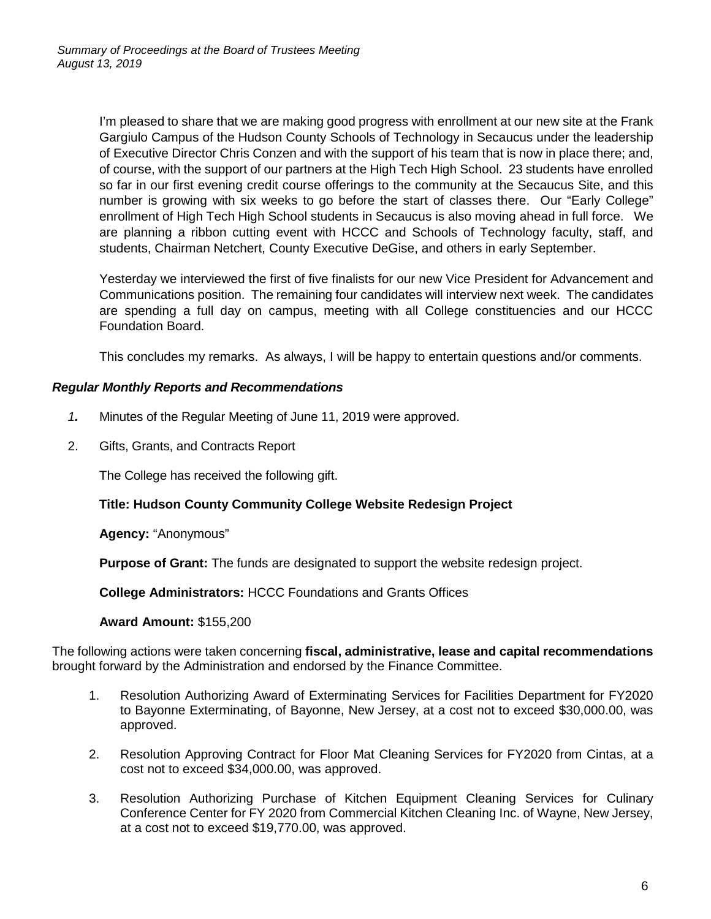I'm pleased to share that we are making good progress with enrollment at our new site at the Frank Gargiulo Campus of the Hudson County Schools of Technology in Secaucus under the leadership of Executive Director Chris Conzen and with the support of his team that is now in place there; and, of course, with the support of our partners at the High Tech High School. 23 students have enrolled so far in our first evening credit course offerings to the community at the Secaucus Site, and this number is growing with six weeks to go before the start of classes there. Our "Early College" enrollment of High Tech High School students in Secaucus is also moving ahead in full force. We are planning a ribbon cutting event with HCCC and Schools of Technology faculty, staff, and students, Chairman Netchert, County Executive DeGise, and others in early September.

Yesterday we interviewed the first of five finalists for our new Vice President for Advancement and Communications position. The remaining four candidates will interview next week. The candidates are spending a full day on campus, meeting with all College constituencies and our HCCC Foundation Board.

This concludes my remarks. As always, I will be happy to entertain questions and/or comments.

***Regular Monthly Reports and Recommendations***

1. Minutes of the Regular Meeting of June 11, 2019 were approved.

2. Gifts, Grants, and Contracts Report

   The College has received the following gift.

   **Title: Hudson County Community College Website Redesign Project**

   **Agency:** "Anonymous"

   **Purpose of Grant:** The funds are designated to support the website redesign project.

   **College Administrators:** HCCC Foundations and Grants Offices

   **Award Amount:** $155,200

The following actions were taken concerning **fiscal, administrative, lease and capital recommendations** brought forward by the Administration and endorsed by the Finance Committee.

1. Resolution Authorizing Award of Exterminating Services for Facilities Department for FY2020 to Bayonne Exterminating, of Bayonne, New Jersey, at a cost not to exceed $30,000.00, was approved.

2. Resolution Approving Contract for Floor Mat Cleaning Services for FY2020 from Cintas, at a cost not to exceed $34,000.00, was approved.

3. Resolution Authorizing Purchase of Kitchen Equipment Cleaning Services for Culinary Conference Center for FY 2020 from Commercial Kitchen Cleaning Inc. of Wayne, New Jersey, at a cost not to exceed $19,770.00, was approved.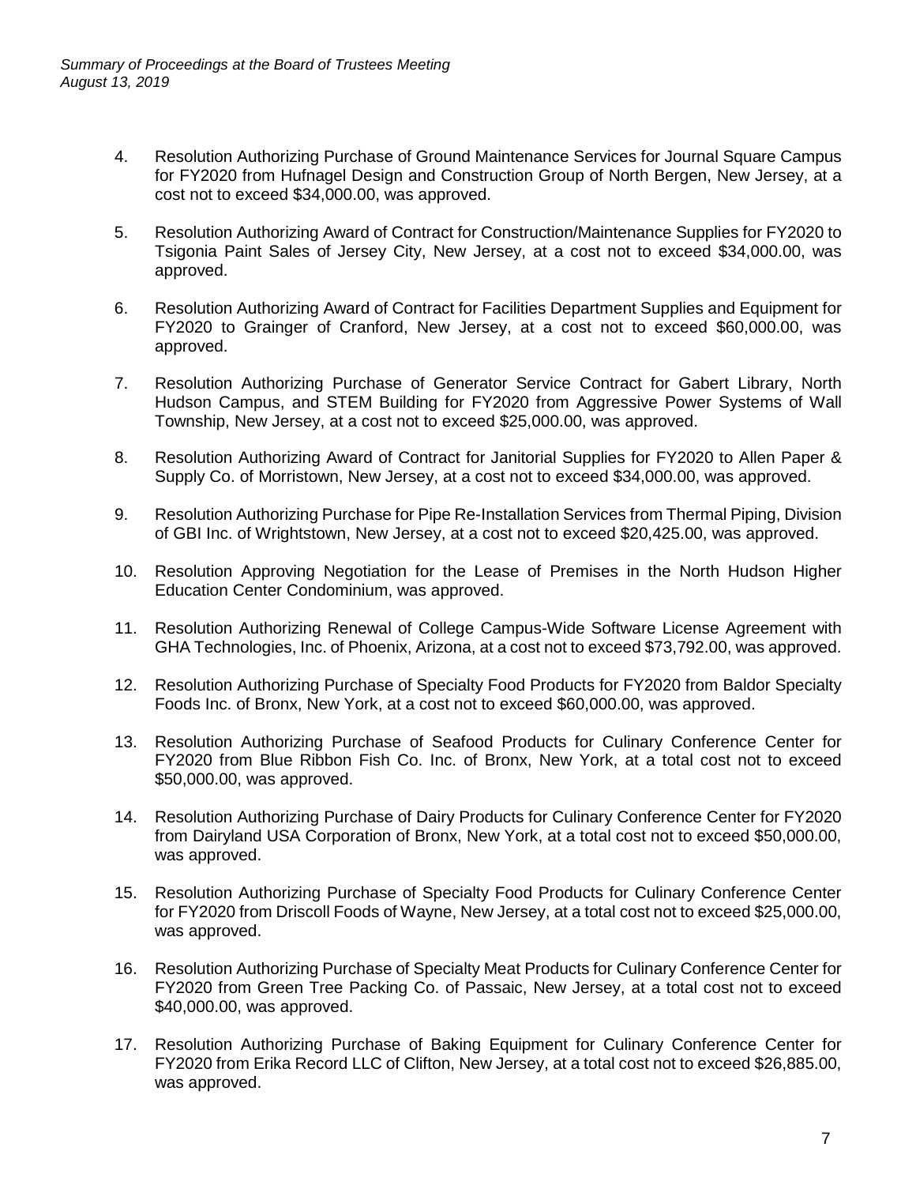4. Resolution Authorizing Purchase of Ground Maintenance Services for Journal Square Campus for FY2020 from Hufnagel Design and Construction Group of North Bergen, New Jersey, at a cost not to exceed $34,000.00, was approved.

5. Resolution Authorizing Award of Contract for Construction/Maintenance Supplies for FY2020 to Tsigonia Paint Sales of Jersey City, New Jersey, at a cost not to exceed $34,000.00, was approved.

6. Resolution Authorizing Award of Contract for Facilities Department Supplies and Equipment for FY2020 to Grainger of Cranford, New Jersey, at a cost not to exceed $60,000.00, was approved.

7. Resolution Authorizing Purchase of Generator Service Contract for Gabert Library, North Hudson Campus, and STEM Building for FY2020 from Aggressive Power Systems of Wall Township, New Jersey, at a cost not to exceed $25,000.00, was approved.

8. Resolution Authorizing Award of Contract for Janitorial Supplies for FY2020 to Allen Paper & Supply Co. of Morristown, New Jersey, at a cost not to exceed $34,000.00, was approved.

9. Resolution Authorizing Purchase for Pipe Re-Installation Services from Thermal Piping, Division of GBI Inc. of Wrightstown, New Jersey, at a cost not to exceed $20,425.00, was approved.

10. Resolution Approving Negotiation for the Lease of Premises in the North Hudson Higher Education Center Condominium, was approved.

11. Resolution Authorizing Renewal of College Campus-Wide Software License Agreement with GHA Technologies, Inc. of Phoenix, Arizona, at a cost not to exceed $73,792.00, was approved.

12. Resolution Authorizing Purchase of Specialty Food Products for FY2020 from Baldor Specialty Foods Inc. of Bronx, New York, at a cost not to exceed $60,000.00, was approved.

13. Resolution Authorizing Purchase of Seafood Products for Culinary Conference Center for FY2020 from Blue Ribbon Fish Co. Inc. of Bronx, New York, at a total cost not to exceed $50,000.00, was approved.

14. Resolution Authorizing Purchase of Dairy Products for Culinary Conference Center for FY2020 from Dairyland USA Corporation of Bronx, New York, at a total cost not to exceed $50,000.00, was approved.

15. Resolution Authorizing Purchase of Specialty Food Products for Culinary Conference Center for FY2020 from Driscoll Foods of Wayne, New Jersey, at a total cost not to exceed $25,000.00, was approved.

16. Resolution Authorizing Purchase of Specialty Meat Products for Culinary Conference Center for FY2020 from Green Tree Packing Co. of Passaic, New Jersey, at a total cost not to exceed $40,000.00, was approved.

17. Resolution Authorizing Purchase of Baking Equipment for Culinary Conference Center for FY2020 from Erika Record LLC of Clifton, New Jersey, at a total cost not to exceed $26,885.00, was approved.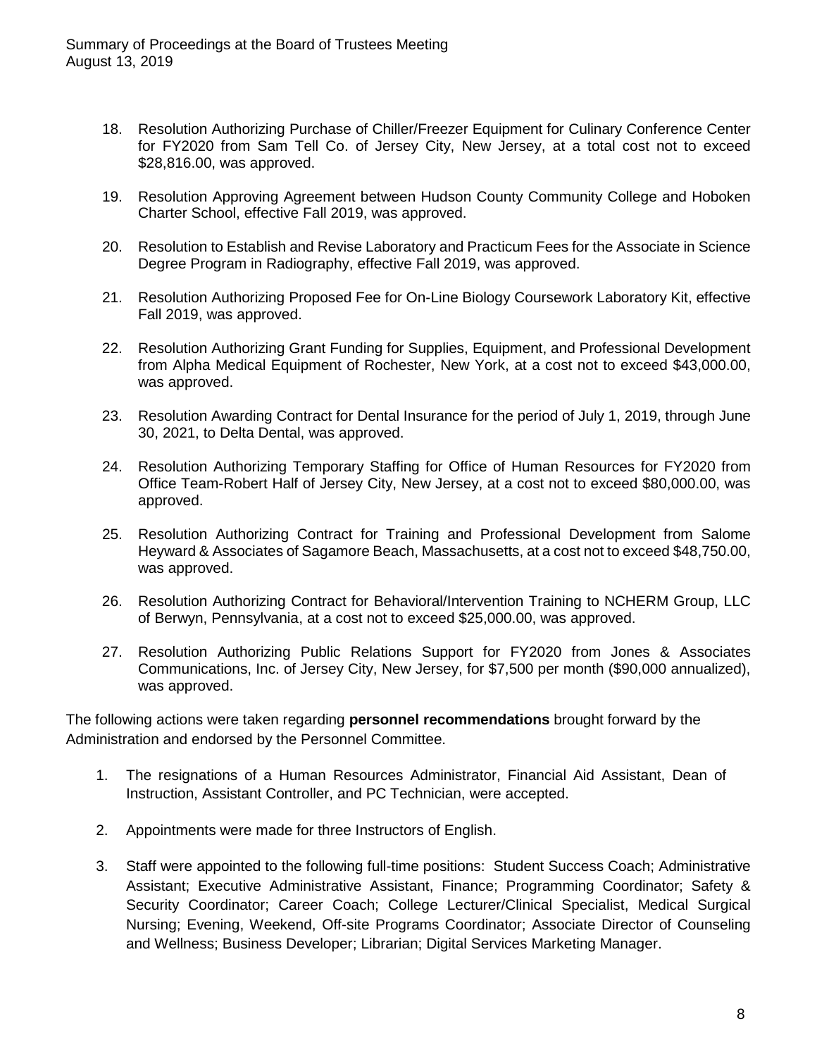18. Resolution Authorizing Purchase of Chiller/Freezer Equipment for Culinary Conference Center for FY2020 from Sam Tell Co. of Jersey City, New Jersey, at a total cost not to exceed \$28,816.00, was approved.

19. Resolution Approving Agreement between Hudson County Community College and Hoboken Charter School, effective Fall 2019, was approved.

20. Resolution to Establish and Revise Laboratory and Practicum Fees for the Associate in Science Degree Program in Radiography, effective Fall 2019, was approved.

21. Resolution Authorizing Proposed Fee for On-Line Biology Coursework Laboratory Kit, effective Fall 2019, was approved.

22. Resolution Authorizing Grant Funding for Supplies, Equipment, and Professional Development from Alpha Medical Equipment of Rochester, New York, at a cost not to exceed \$43,000.00, was approved.

23. Resolution Awarding Contract for Dental Insurance for the period of July 1, 2019, through June 30, 2021, to Delta Dental, was approved.

24. Resolution Authorizing Temporary Staffing for Office of Human Resources for FY2020 from Office Team-Robert Half of Jersey City, New Jersey, at a cost not to exceed \$80,000.00, was approved.

25. Resolution Authorizing Contract for Training and Professional Development from Salome Heyward & Associates of Sagamore Beach, Massachusetts, at a cost not to exceed \$48,750.00, was approved.

26. Resolution Authorizing Contract for Behavioral/Intervention Training to NCHERM Group, LLC of Berwyn, Pennsylvania, at a cost not to exceed \$25,000.00, was approved.

27. Resolution Authorizing Public Relations Support for FY2020 from Jones & Associates Communications, Inc. of Jersey City, New Jersey, for \$7,500 per month (\$90,000 annualized), was approved.

The following actions were taken regarding **personnel recommendations** brought forward by the Administration and endorsed by the Personnel Committee.

1. The resignations of a Human Resources Administrator, Financial Aid Assistant, Dean of Instruction, Assistant Controller, and PC Technician, were accepted.

2. Appointments were made for three Instructors of English.

3. Staff were appointed to the following full-time positions: Student Success Coach; Administrative Assistant; Executive Administrative Assistant, Finance; Programming Coordinator; Safety & Security Coordinator; Career Coach; College Lecturer/Clinical Specialist, Medical Surgical Nursing; Evening, Weekend, Off-site Programs Coordinator; Associate Director of Counseling and Wellness; Business Developer; Librarian; Digital Services Marketing Manager.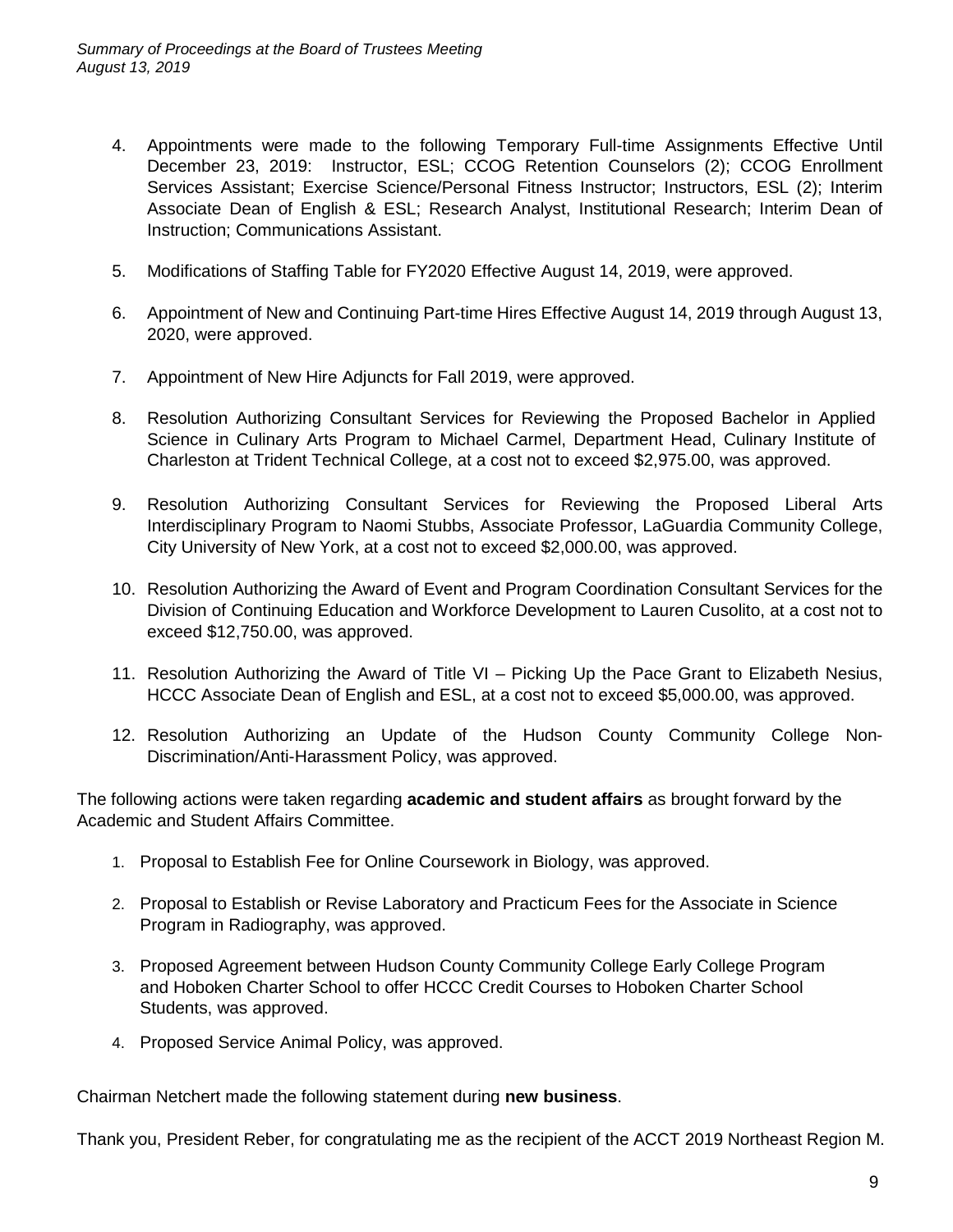4. Appointments were made to the following Temporary Full-time Assignments Effective Until December 23, 2019: Instructor, ESL; CCOG Retention Counselors (2); CCOG Enrollment Services Assistant; Exercise Science/Personal Fitness Instructor; Instructors, ESL (2); Interim Associate Dean of English & ESL; Research Analyst, Institutional Research; Interim Dean of Instruction; Communications Assistant.

5. Modifications of Staffing Table for FY2020 Effective August 14, 2019, were approved.

6. Appointment of New and Continuing Part-time Hires Effective August 14, 2019 through August 13, 2020, were approved.

7. Appointment of New Hire Adjuncts for Fall 2019, were approved.

8. Resolution Authorizing Consultant Services for Reviewing the Proposed Bachelor in Applied Science in Culinary Arts Program to Michael Carmel, Department Head, Culinary Institute of Charleston at Trident Technical College, at a cost not to exceed $2,975.00, was approved.

9. Resolution Authorizing Consultant Services for Reviewing the Proposed Liberal Arts Interdisciplinary Program to Naomi Stubbs, Associate Professor, LaGuardia Community College, City University of New York, at a cost not to exceed $2,000.00, was approved.

10. Resolution Authorizing the Award of Event and Program Coordination Consultant Services for the Division of Continuing Education and Workforce Development to Lauren Cusolito, at a cost not to exceed $12,750.00, was approved.

11. Resolution Authorizing the Award of Title VI – Picking Up the Pace Grant to Elizabeth Nesius, HCCC Associate Dean of English and ESL, at a cost not to exceed $5,000.00, was approved.

12. Resolution Authorizing an Update of the Hudson County Community College Non-Discrimination/Anti-Harassment Policy, was approved.

The following actions were taken regarding **academic and student affairs** as brought forward by the Academic and Student Affairs Committee.

1. Proposal to Establish Fee for Online Coursework in Biology, was approved.

2. Proposal to Establish or Revise Laboratory and Practicum Fees for the Associate in Science Program in Radiography, was approved.

3. Proposed Agreement between Hudson County Community College Early College Program and Hoboken Charter School to offer HCCC Credit Courses to Hoboken Charter School Students, was approved.

4. Proposed Service Animal Policy, was approved.

Chairman Netchert made the following statement during **new business**.

Thank you, President Reber, for congratulating me as the recipient of the ACCT 2019 Northeast Region M.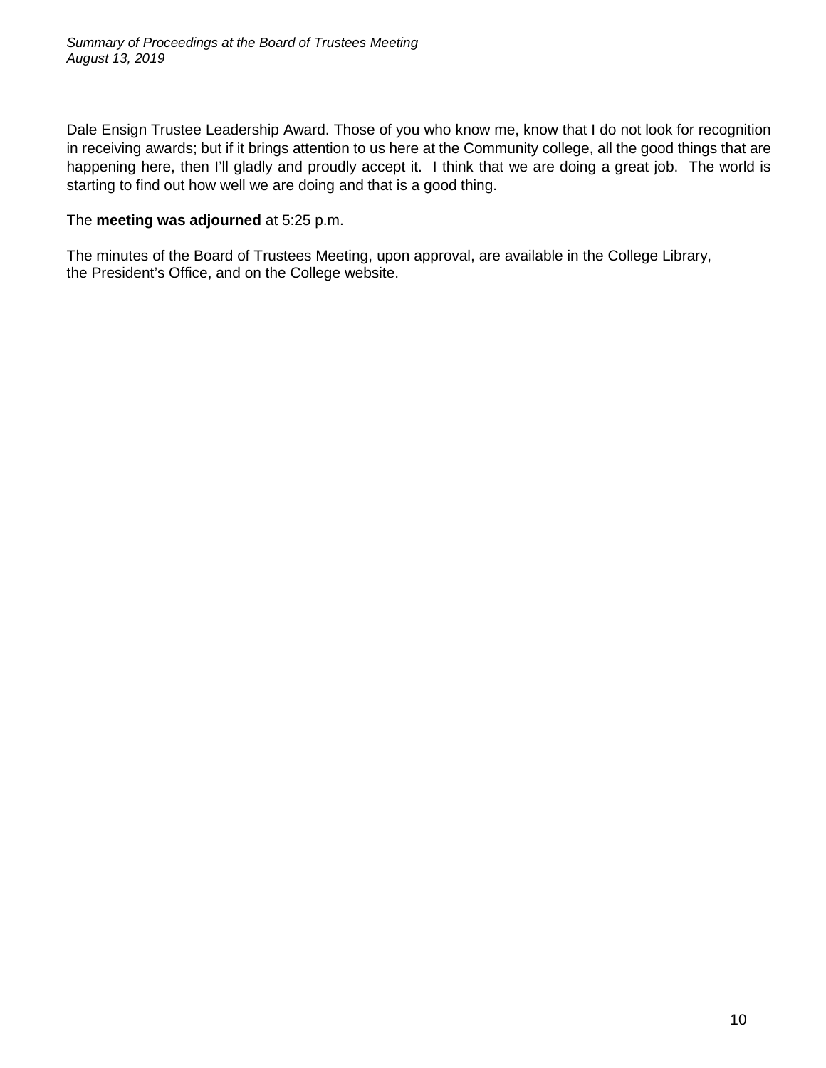Dale Ensign Trustee Leadership Award. Those of you who know me, know that I do not look for recognition in receiving awards; but if it brings attention to us here at the Community college, all the good things that are happening here, then I'll gladly and proudly accept it. I think that we are doing a great job. The world is starting to find out how well we are doing and that is a good thing.

The **meeting was adjourned** at 5:25 p.m.

The minutes of the Board of Trustees Meeting, upon approval, are available in the College Library, the President's Office, and on the College website.